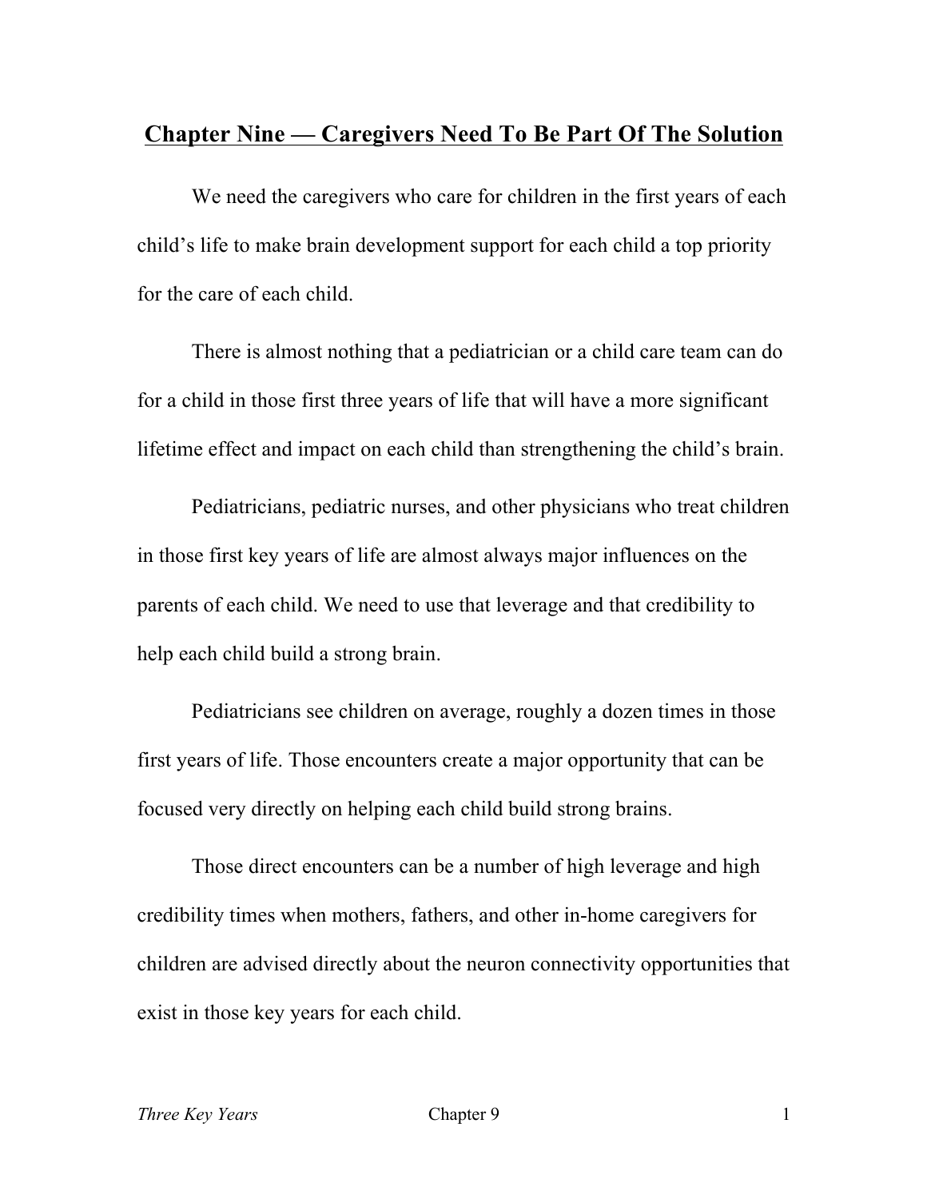# Chapter Nine — Caregivers Need To Be Part Of The Solution

We need the caregivers who care for children in the first years of each child's life to make brain development support for each child a top priority for the care of each child.

There is almost nothing that a pediatrician or a child care team can do for a child in those first three years of life that will have a more significant lifetime effect and impact on each child than strengthening the child's brain.

Pediatricians, pediatric nurses, and other physicians who treat children in those first key years of life are almost always major influences on the parents of each child. We need to use that leverage and that credibility to help each child build a strong brain.

Pediatricians see children on average, roughly a dozen times in those first years of life. Those encounters create a major opportunity that can be focused very directly on helping each child build strong brains.

Those direct encounters can be a number of high leverage and high credibility times when mothers, fathers, and other in-home caregivers for children are advised directly about the neuron connectivity opportunities that exist in those key years for each child.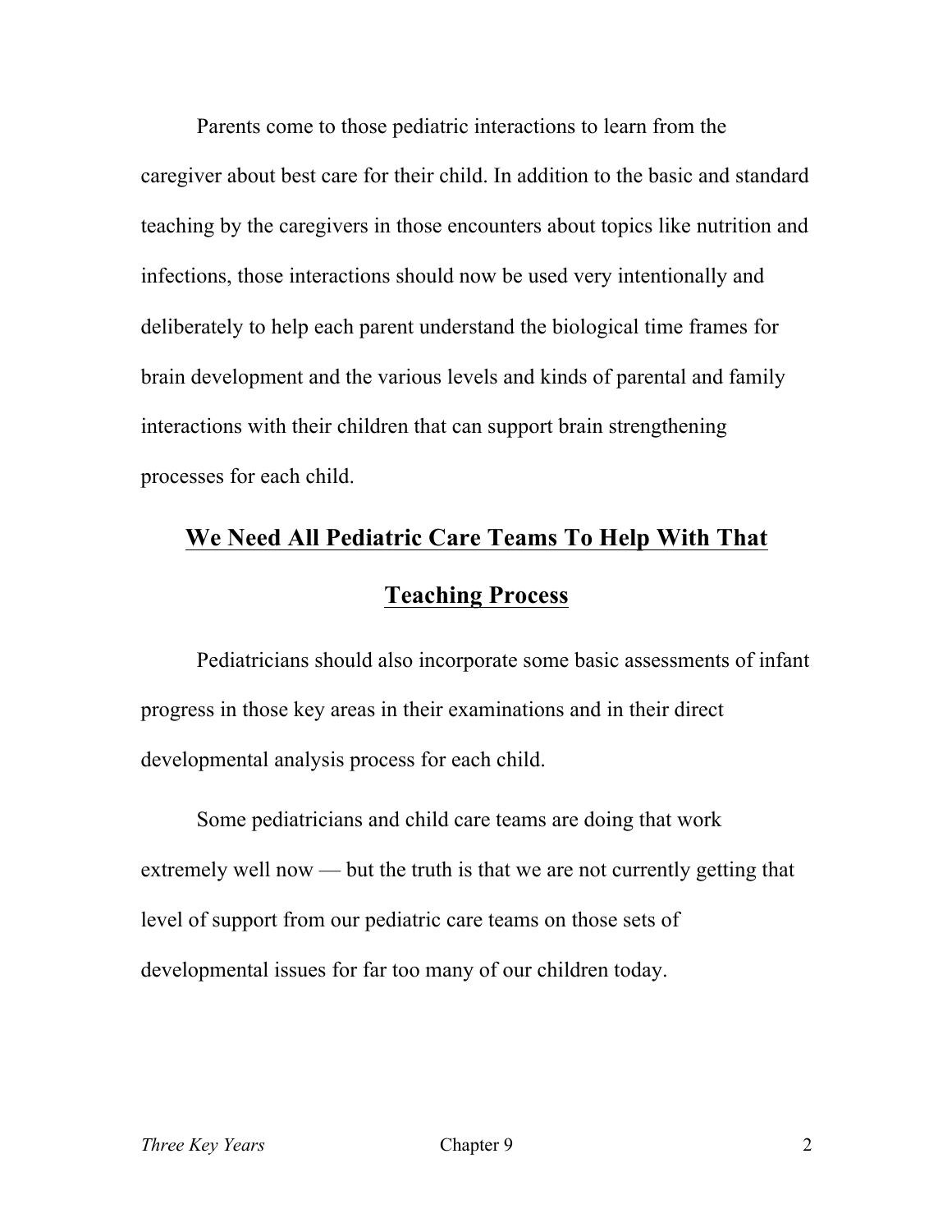Parents come to those pediatric interactions to learn from the caregiver about best care for their child. In addition to the basic and standard teaching by the caregivers in those encounters about topics like nutrition and infections, those interactions should now be used very intentionally and deliberately to help each parent understand the biological time frames for brain development and the various levels and kinds of parental and family interactions with their children that can support brain strengthening processes for each child.

## We Need All Pediatric Care Teams To Help With That Teaching Process

Pediatricians should also incorporate some basic assessments of infant progress in those key areas in their examinations and in their direct developmental analysis process for each child.

Some pediatricians and child care teams are doing that work extremely well now — but the truth is that we are not currently getting that level of support from our pediatric care teams on those sets of developmental issues for far too many of our children today.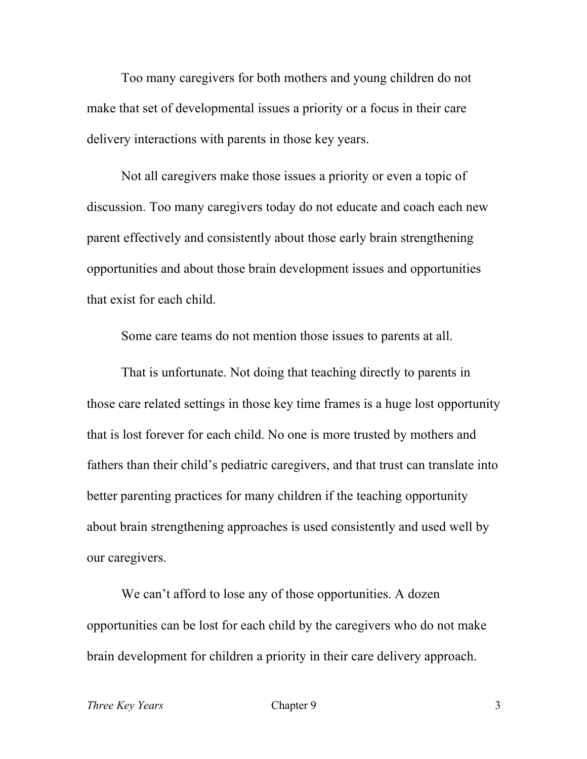Too many caregivers for both mothers and young children do not make that set of developmental issues a priority or a focus in their care delivery interactions with parents in those key years.

Not all caregivers make those issues a priority or even a topic of discussion. Too many caregivers today do not educate and coach each new parent effectively and consistently about those early brain strengthening opportunities and about those brain development issues and opportunities that exist for each child.

Some care teams do not mention those issues to parents at all.

That is unfortunate. Not doing that teaching directly to parents in those care related settings in those key time frames is a huge lost opportunity that is lost forever for each child. No one is more trusted by mothers and fathers than their child's pediatric caregivers, and that trust can translate into better parenting practices for many children if the teaching opportunity about brain strengthening approaches is used consistently and used well by our caregivers.

We can't afford to lose any of those opportunities. A dozen opportunities can be lost for each child by the caregivers who do not make brain development for children a priority in their care delivery approach.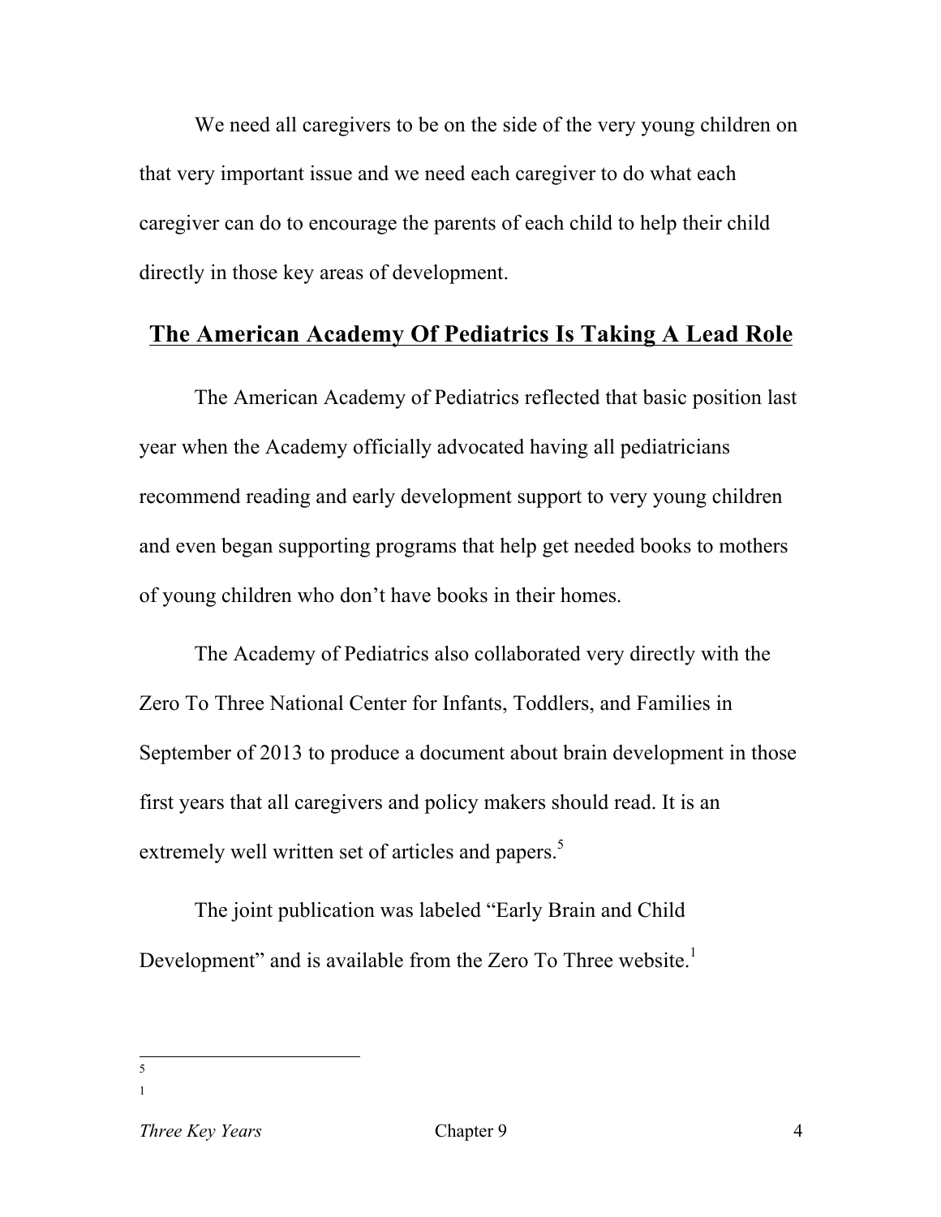We need all caregivers to be on the side of the very young children on that very important issue and we need each caregiver to do what each caregiver can do to encourage the parents of each child to help their child directly in those key areas of development.

## The American Academy Of Pediatrics Is Taking A Lead Role

The American Academy of Pediatrics reflected that basic position last year when the Academy officially advocated having all pediatricians recommend reading and early development support to very young children and even began supporting programs that help get needed books to mothers of young children who don't have books in their homes.

The Academy of Pediatrics also collaborated very directly with the Zero To Three National Center for Infants, Toddlers, and Families in September of 2013 to produce a document about brain development in those first years that all caregivers and policy makers should read. It is an extremely well written set of articles and papers.[5]

The joint publication was labeled "Early Brain and Child Development" and is available from the Zero To Three website.[1]

---

5

1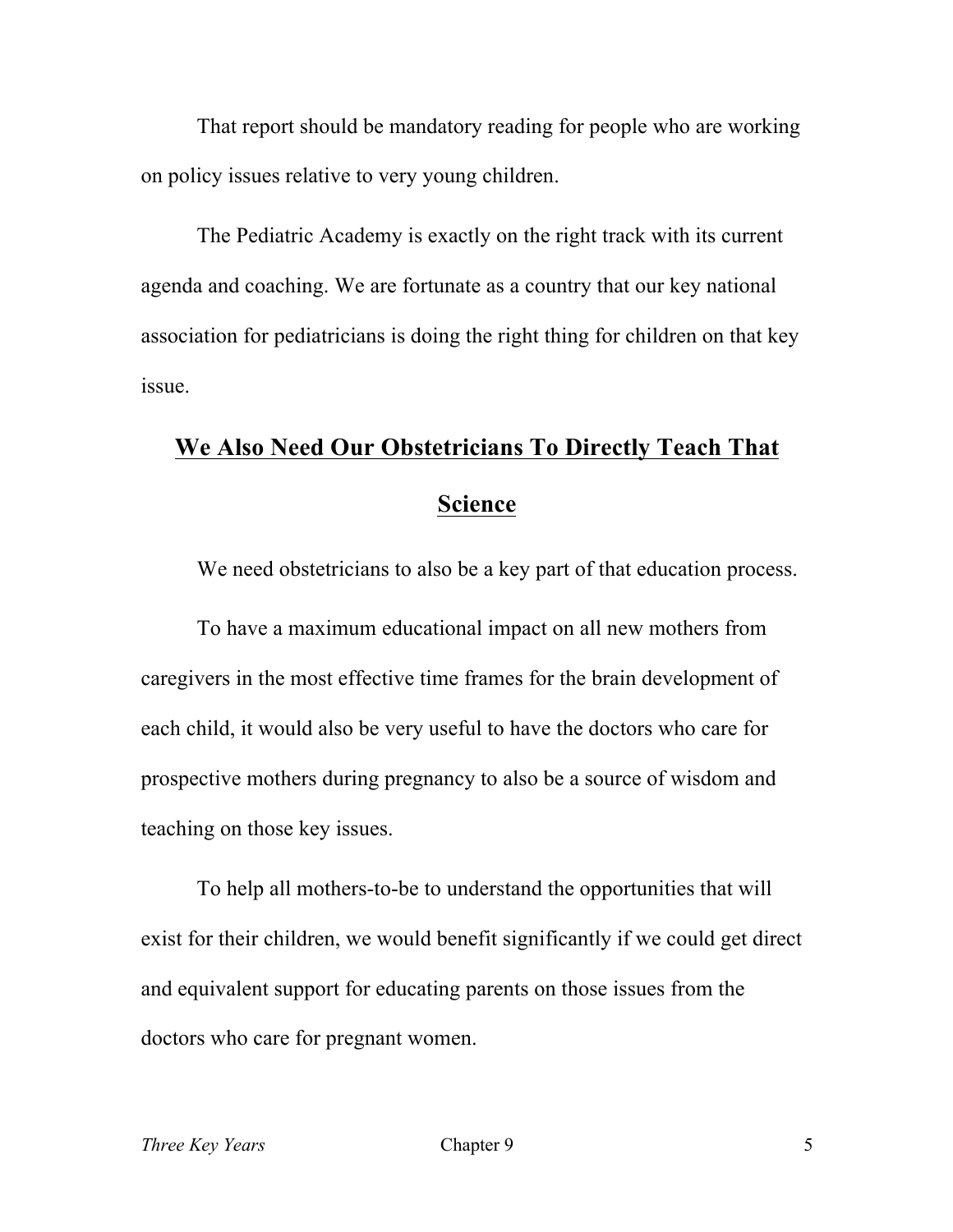That report should be mandatory reading for people who are working on policy issues relative to very young children.

The Pediatric Academy is exactly on the right track with its current agenda and coaching. We are fortunate as a country that our key national association for pediatricians is doing the right thing for children on that key issue.

## We Also Need Our Obstetricians To Directly Teach That Science

We need obstetricians to also be a key part of that education process.

To have a maximum educational impact on all new mothers from caregivers in the most effective time frames for the brain development of each child, it would also be very useful to have the doctors who care for prospective mothers during pregnancy to also be a source of wisdom and teaching on those key issues.

To help all mothers-to-be to understand the opportunities that will exist for their children, we would benefit significantly if we could get direct and equivalent support for educating parents on those issues from the doctors who care for pregnant women.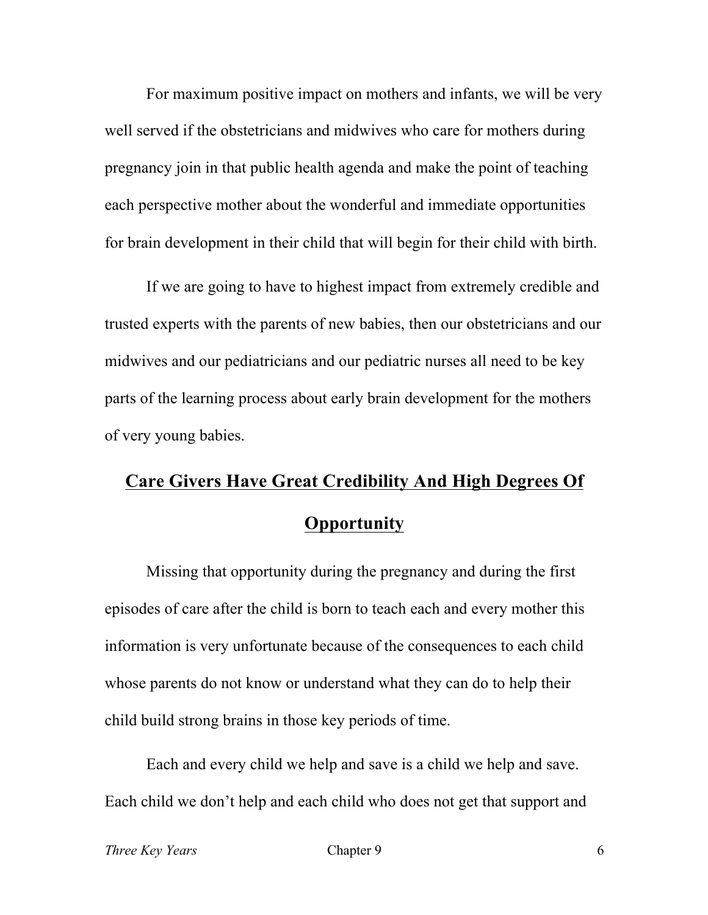For maximum positive impact on mothers and infants, we will be very well served if the obstetricians and midwives who care for mothers during pregnancy join in that public health agenda and make the point of teaching each perspective mother about the wonderful and immediate opportunities for brain development in their child that will begin for their child with birth.

If we are going to have to highest impact from extremely credible and trusted experts with the parents of new babies, then our obstetricians and our midwives and our pediatricians and our pediatric nurses all need to be key parts of the learning process about early brain development for the mothers of very young babies.

## **Care Givers Have Great Credibility And High Degrees Of Opportunity**

Missing that opportunity during the pregnancy and during the first episodes of care after the child is born to teach each and every mother this information is very unfortunate because of the consequences to each child whose parents do not know or understand what they can do to help their child build strong brains in those key periods of time.

Each and every child we help and save is a child we help and save. Each child we don't help and each child who does not get that support and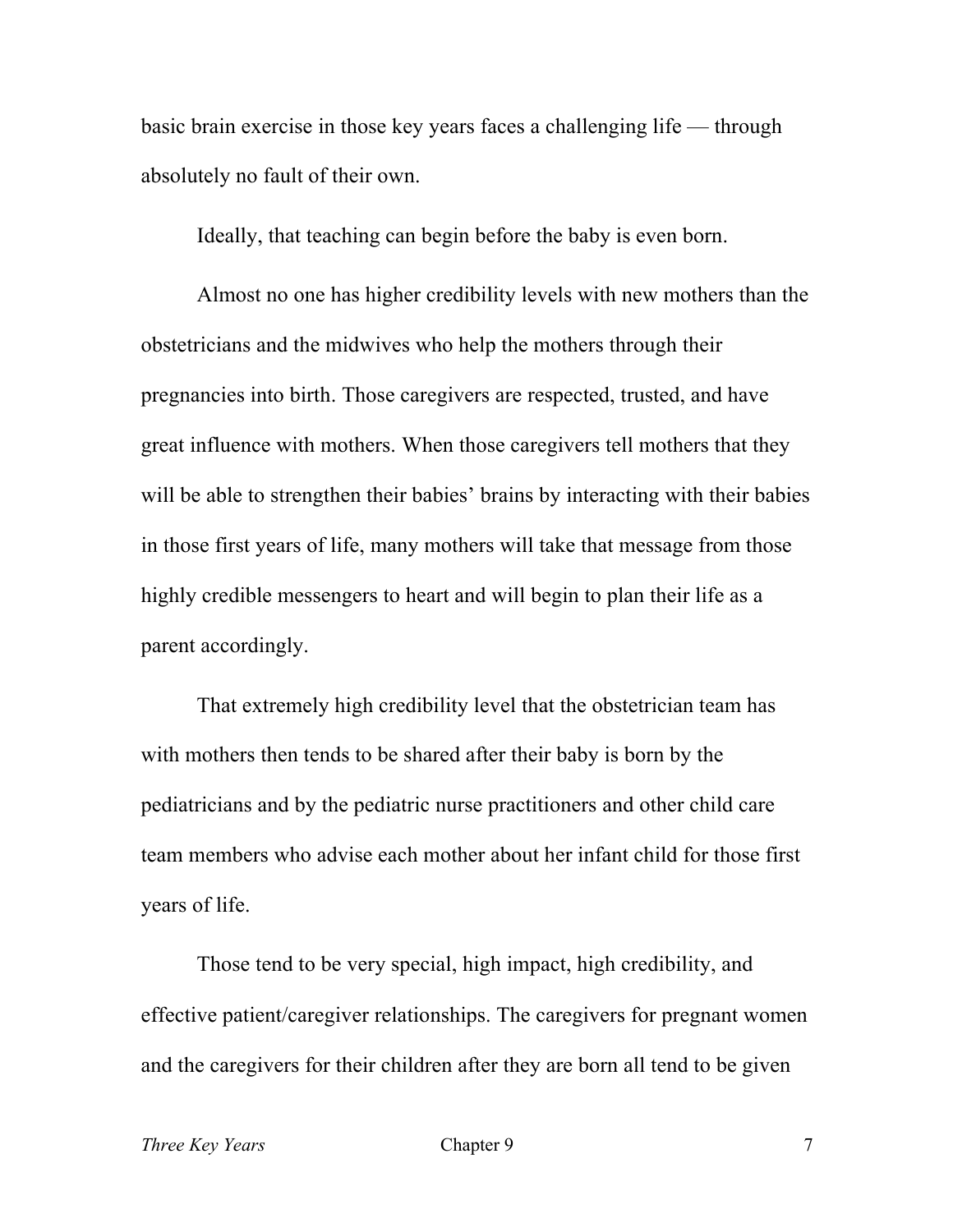basic brain exercise in those key years faces a challenging life — through absolutely no fault of their own.

Ideally, that teaching can begin before the baby is even born.

Almost no one has higher credibility levels with new mothers than the obstetricians and the midwives who help the mothers through their pregnancies into birth. Those caregivers are respected, trusted, and have great influence with mothers. When those caregivers tell mothers that they will be able to strengthen their babies' brains by interacting with their babies in those first years of life, many mothers will take that message from those highly credible messengers to heart and will begin to plan their life as a parent accordingly.

That extremely high credibility level that the obstetrician team has with mothers then tends to be shared after their baby is born by the pediatricians and by the pediatric nurse practitioners and other child care team members who advise each mother about her infant child for those first years of life.

Those tend to be very special, high impact, high credibility, and effective patient/caregiver relationships. The caregivers for pregnant women and the caregivers for their children after they are born all tend to be given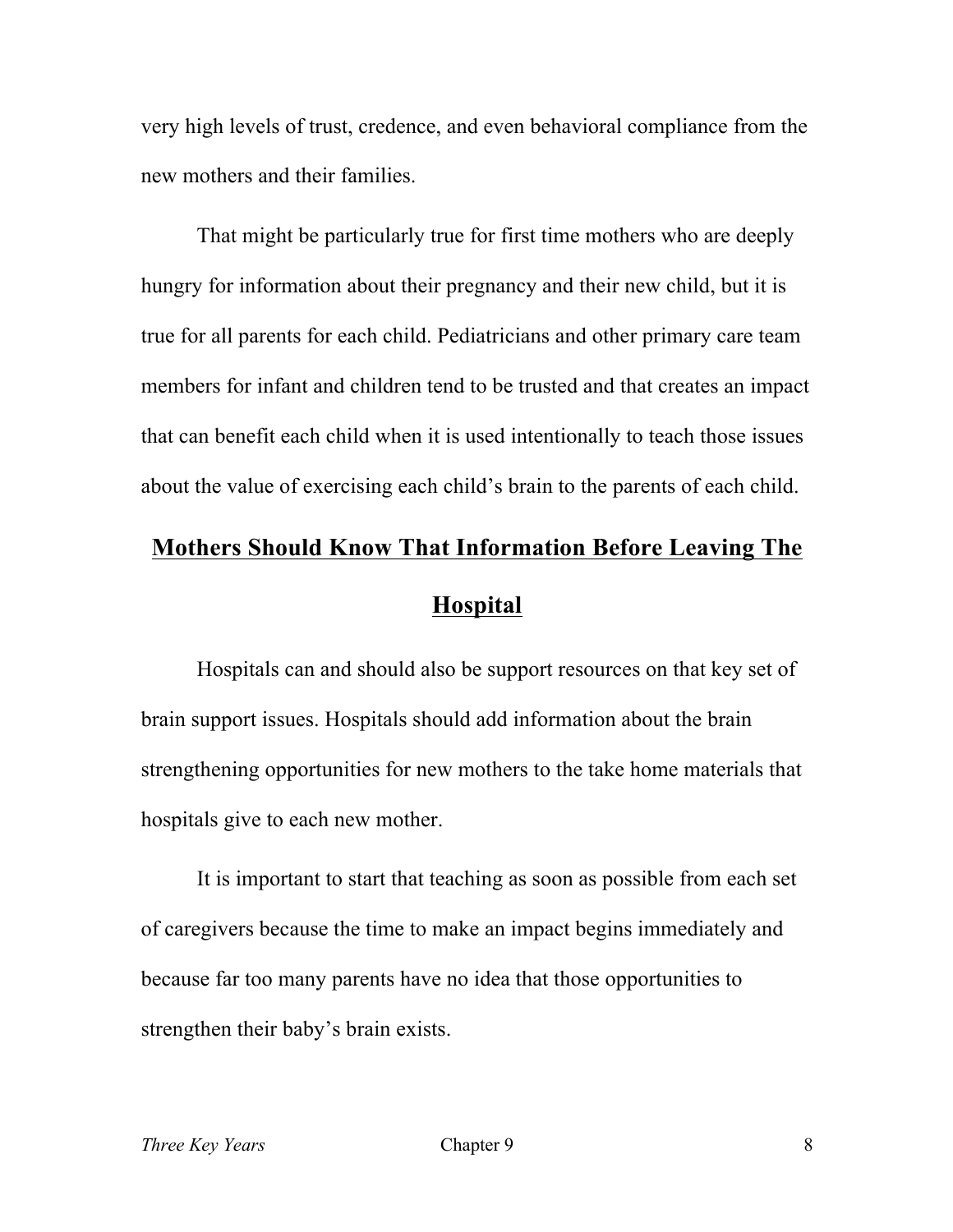very high levels of trust, credence, and even behavioral compliance from the new mothers and their families.

That might be particularly true for first time mothers who are deeply hungry for information about their pregnancy and their new child, but it is true for all parents for each child. Pediatricians and other primary care team members for infant and children tend to be trusted and that creates an impact that can benefit each child when it is used intentionally to teach those issues about the value of exercising each child's brain to the parents of each child.

## Mothers Should Know That Information Before Leaving The Hospital

Hospitals can and should also be support resources on that key set of brain support issues. Hospitals should add information about the brain strengthening opportunities for new mothers to the take home materials that hospitals give to each new mother.

It is important to start that teaching as soon as possible from each set of caregivers because the time to make an impact begins immediately and because far too many parents have no idea that those opportunities to strengthen their baby's brain exists.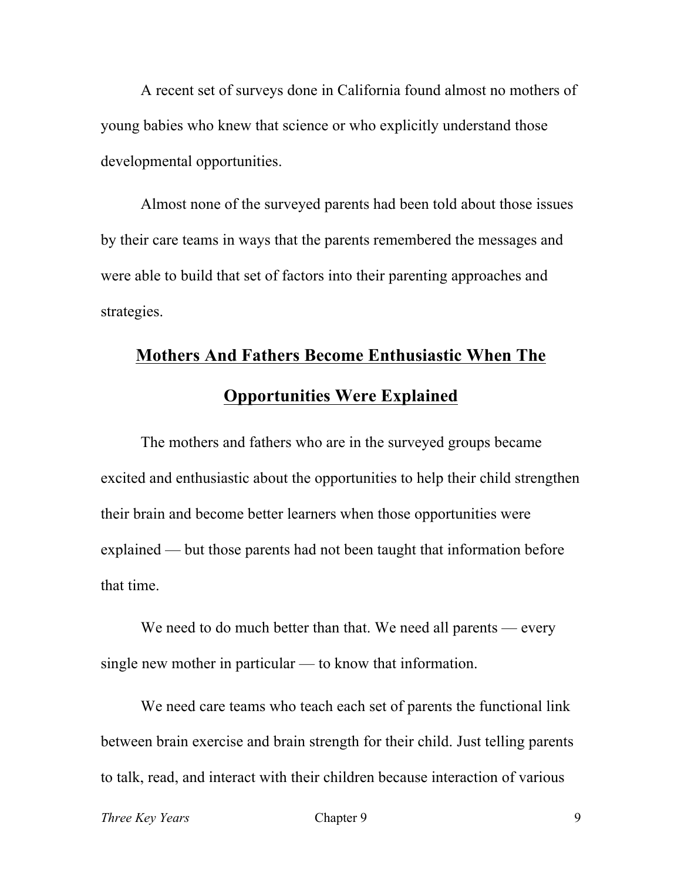A recent set of surveys done in California found almost no mothers of young babies who knew that science or who explicitly understand those developmental opportunities.

Almost none of the surveyed parents had been told about those issues by their care teams in ways that the parents remembered the messages and were able to build that set of factors into their parenting approaches and strategies.

## **Mothers And Fathers Become Enthusiastic When The Opportunities Were Explained**

The mothers and fathers who are in the surveyed groups became excited and enthusiastic about the opportunities to help their child strengthen their brain and become better learners when those opportunities were explained — but those parents had not been taught that information before that time.

We need to do much better than that. We need all parents — every single new mother in particular — to know that information.

We need care teams who teach each set of parents the functional link between brain exercise and brain strength for their child. Just telling parents to talk, read, and interact with their children because interaction of various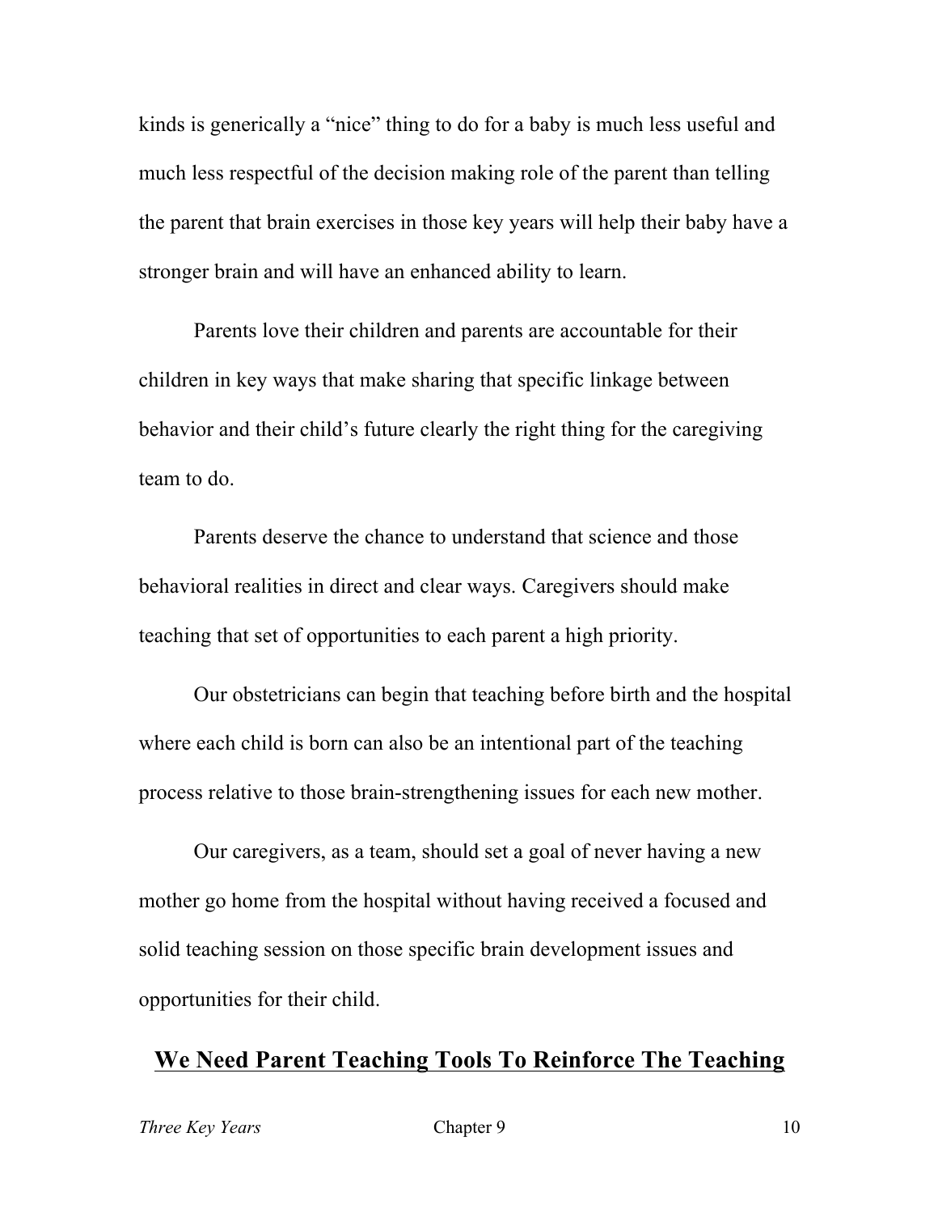kinds is generically a "nice" thing to do for a baby is much less useful and much less respectful of the decision making role of the parent than telling the parent that brain exercises in those key years will help their baby have a stronger brain and will have an enhanced ability to learn.

Parents love their children and parents are accountable for their children in key ways that make sharing that specific linkage between behavior and their child's future clearly the right thing for the caregiving team to do.

Parents deserve the chance to understand that science and those behavioral realities in direct and clear ways. Caregivers should make teaching that set of opportunities to each parent a high priority.

Our obstetricians can begin that teaching before birth and the hospital where each child is born can also be an intentional part of the teaching process relative to those brain-strengthening issues for each new mother.

Our caregivers, as a team, should set a goal of never having a new mother go home from the hospital without having received a focused and solid teaching session on those specific brain development issues and opportunities for their child.

## We Need Parent Teaching Tools To Reinforce The Teaching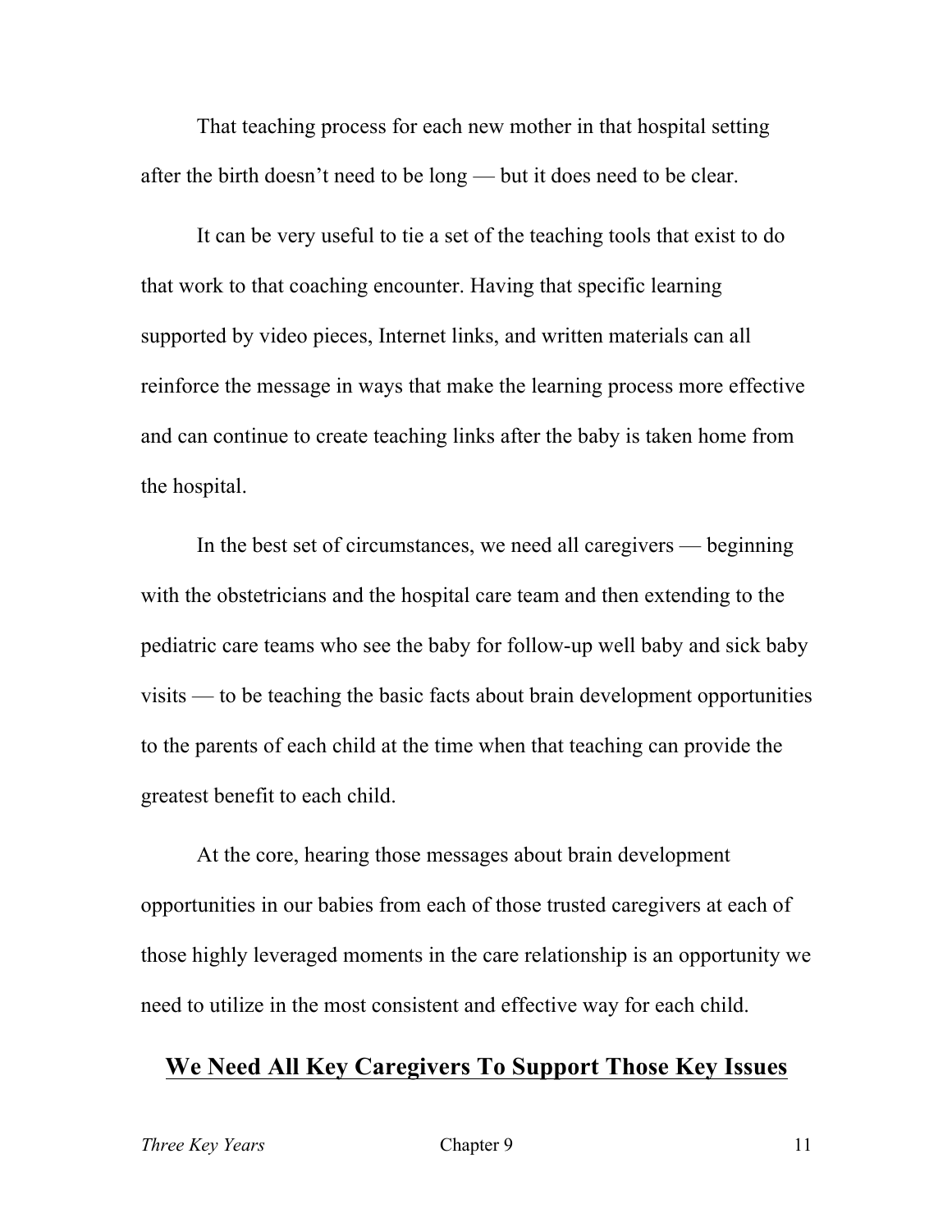That teaching process for each new mother in that hospital setting after the birth doesn't need to be long — but it does need to be clear.

It can be very useful to tie a set of the teaching tools that exist to do that work to that coaching encounter. Having that specific learning supported by video pieces, Internet links, and written materials can all reinforce the message in ways that make the learning process more effective and can continue to create teaching links after the baby is taken home from the hospital.

In the best set of circumstances, we need all caregivers — beginning with the obstetricians and the hospital care team and then extending to the pediatric care teams who see the baby for follow-up well baby and sick baby visits — to be teaching the basic facts about brain development opportunities to the parents of each child at the time when that teaching can provide the greatest benefit to each child.

At the core, hearing those messages about brain development opportunities in our babies from each of those trusted caregivers at each of those highly leveraged moments in the care relationship is an opportunity we need to utilize in the most consistent and effective way for each child.

## We Need All Key Caregivers To Support Those Key Issues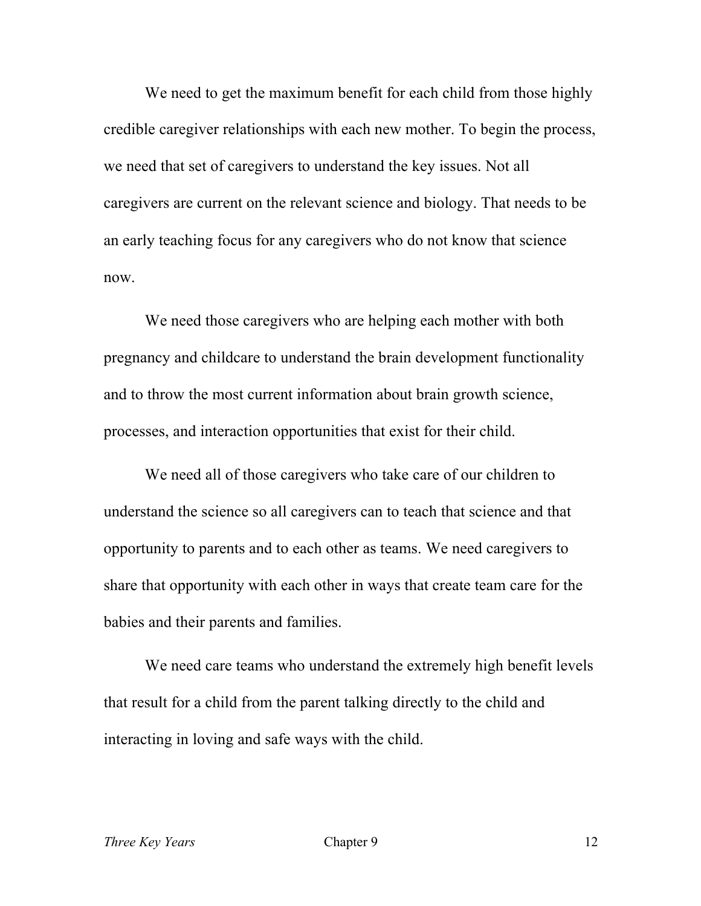We need to get the maximum benefit for each child from those highly credible caregiver relationships with each new mother. To begin the process, we need that set of caregivers to understand the key issues. Not all caregivers are current on the relevant science and biology. That needs to be an early teaching focus for any caregivers who do not know that science now.

We need those caregivers who are helping each mother with both pregnancy and childcare to understand the brain development functionality and to throw the most current information about brain growth science, processes, and interaction opportunities that exist for their child.

We need all of those caregivers who take care of our children to understand the science so all caregivers can to teach that science and that opportunity to parents and to each other as teams. We need caregivers to share that opportunity with each other in ways that create team care for the babies and their parents and families.

We need care teams who understand the extremely high benefit levels that result for a child from the parent talking directly to the child and interacting in loving and safe ways with the child.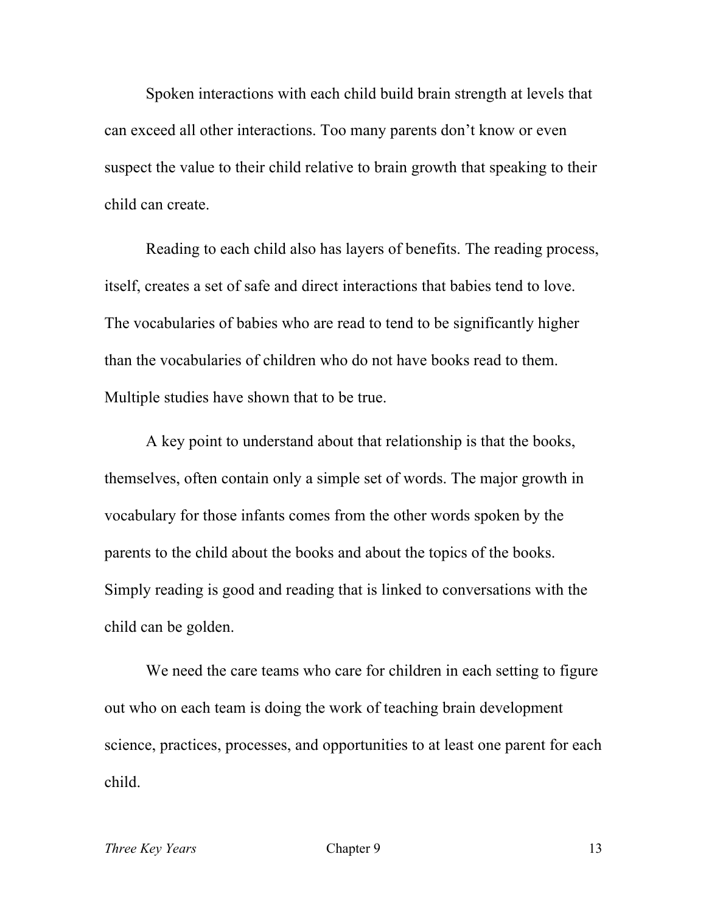Spoken interactions with each child build brain strength at levels that can exceed all other interactions. Too many parents don't know or even suspect the value to their child relative to brain growth that speaking to their child can create.

Reading to each child also has layers of benefits. The reading process, itself, creates a set of safe and direct interactions that babies tend to love. The vocabularies of babies who are read to tend to be significantly higher than the vocabularies of children who do not have books read to them. Multiple studies have shown that to be true.

A key point to understand about that relationship is that the books, themselves, often contain only a simple set of words. The major growth in vocabulary for those infants comes from the other words spoken by the parents to the child about the books and about the topics of the books. Simply reading is good and reading that is linked to conversations with the child can be golden.

We need the care teams who care for children in each setting to figure out who on each team is doing the work of teaching brain development science, practices, processes, and opportunities to at least one parent for each child.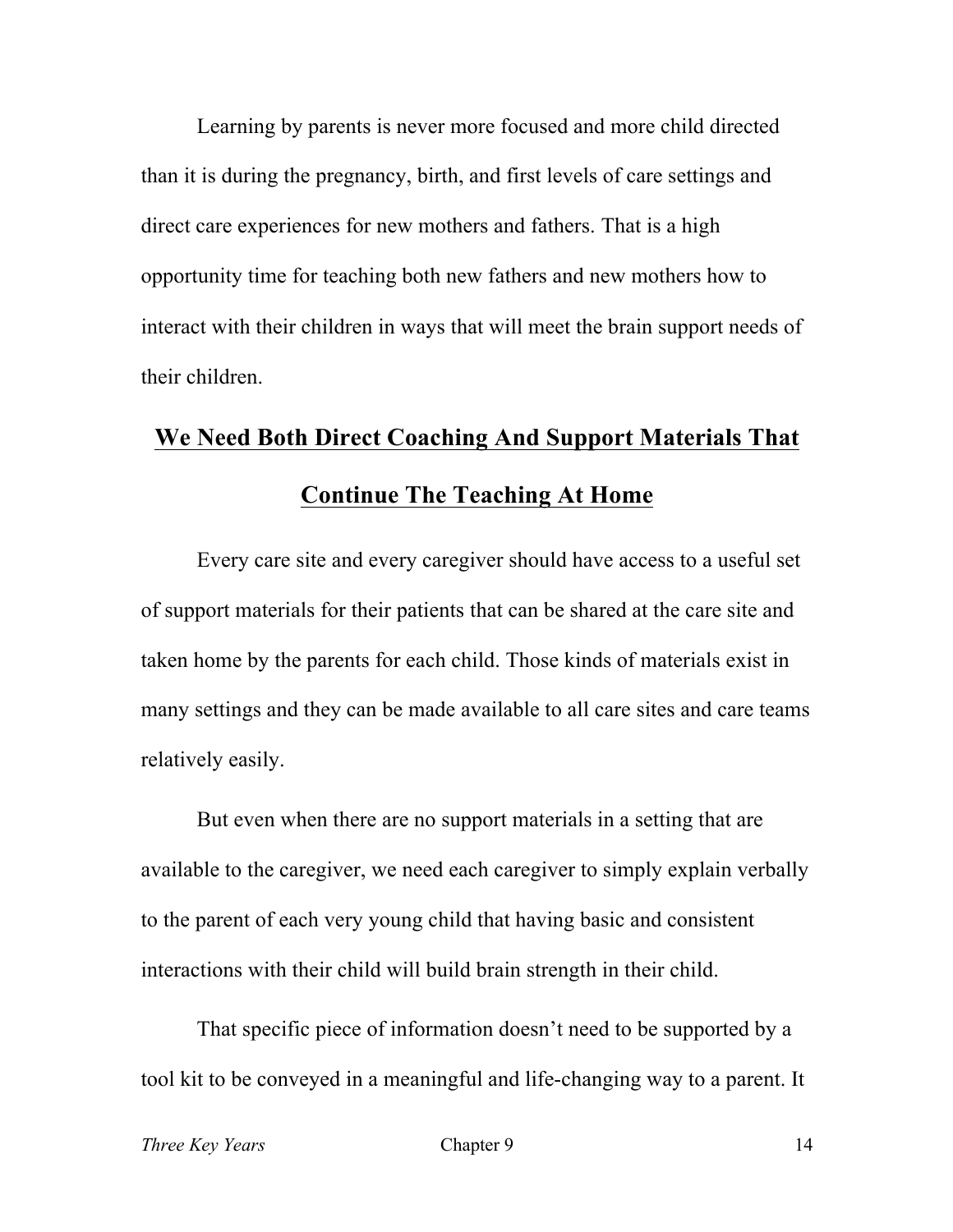Learning by parents is never more focused and more child directed than it is during the pregnancy, birth, and first levels of care settings and direct care experiences for new mothers and fathers. That is a high opportunity time for teaching both new fathers and new mothers how to interact with their children in ways that will meet the brain support needs of their children.

## We Need Both Direct Coaching And Support Materials That Continue The Teaching At Home

Every care site and every caregiver should have access to a useful set of support materials for their patients that can be shared at the care site and taken home by the parents for each child. Those kinds of materials exist in many settings and they can be made available to all care sites and care teams relatively easily.

But even when there are no support materials in a setting that are available to the caregiver, we need each caregiver to simply explain verbally to the parent of each very young child that having basic and consistent interactions with their child will build brain strength in their child.

That specific piece of information doesn't need to be supported by a tool kit to be conveyed in a meaningful and life-changing way to a parent. It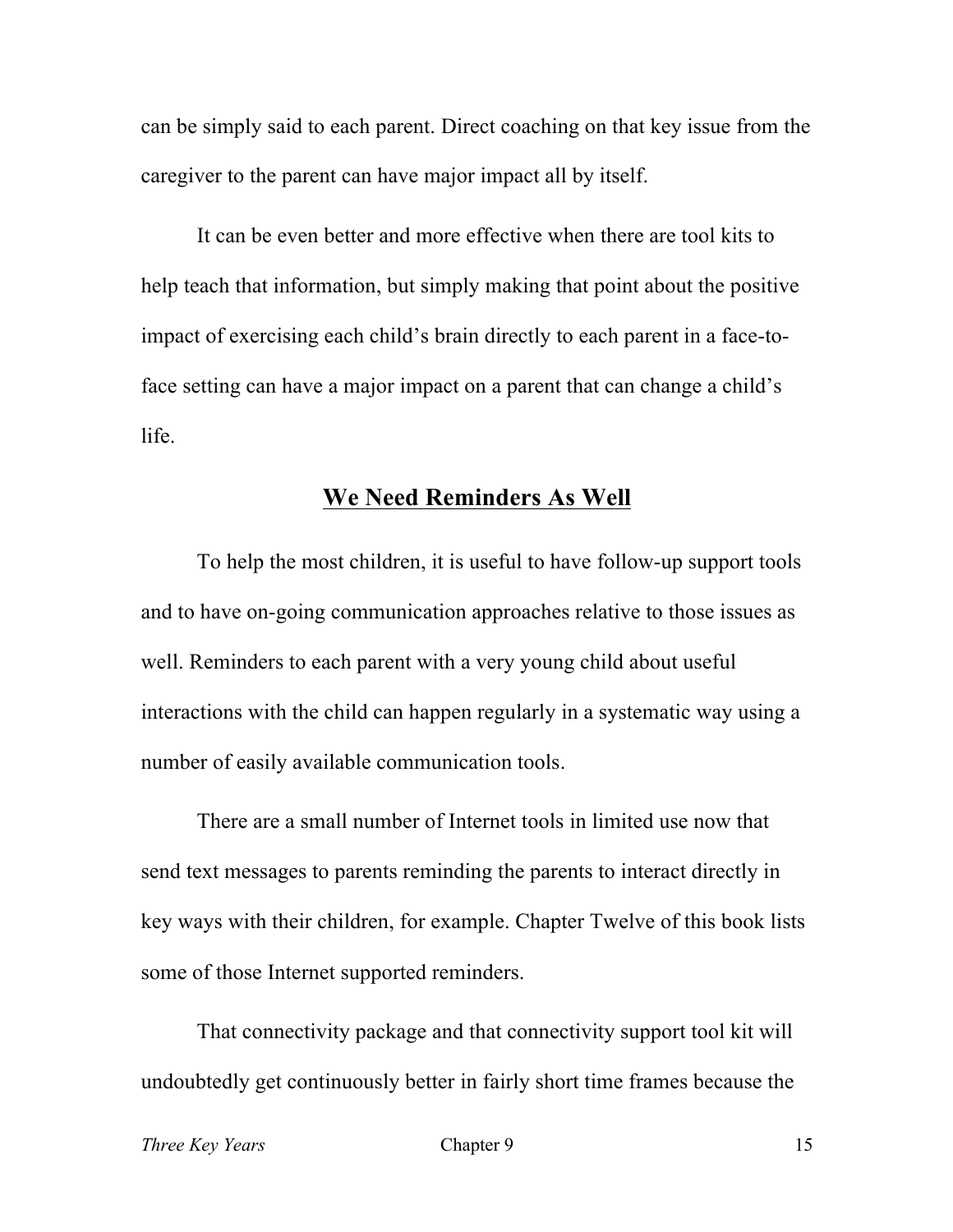can be simply said to each parent. Direct coaching on that key issue from the caregiver to the parent can have major impact all by itself.

It can be even better and more effective when there are tool kits to help teach that information, but simply making that point about the positive impact of exercising each child's brain directly to each parent in a face-to-face setting can have a major impact on a parent that can change a child's life.

## We Need Reminders As Well

To help the most children, it is useful to have follow-up support tools and to have on-going communication approaches relative to those issues as well. Reminders to each parent with a very young child about useful interactions with the child can happen regularly in a systematic way using a number of easily available communication tools.

There are a small number of Internet tools in limited use now that send text messages to parents reminding the parents to interact directly in key ways with their children, for example. Chapter Twelve of this book lists some of those Internet supported reminders.

That connectivity package and that connectivity support tool kit will undoubtedly get continuously better in fairly short time frames because the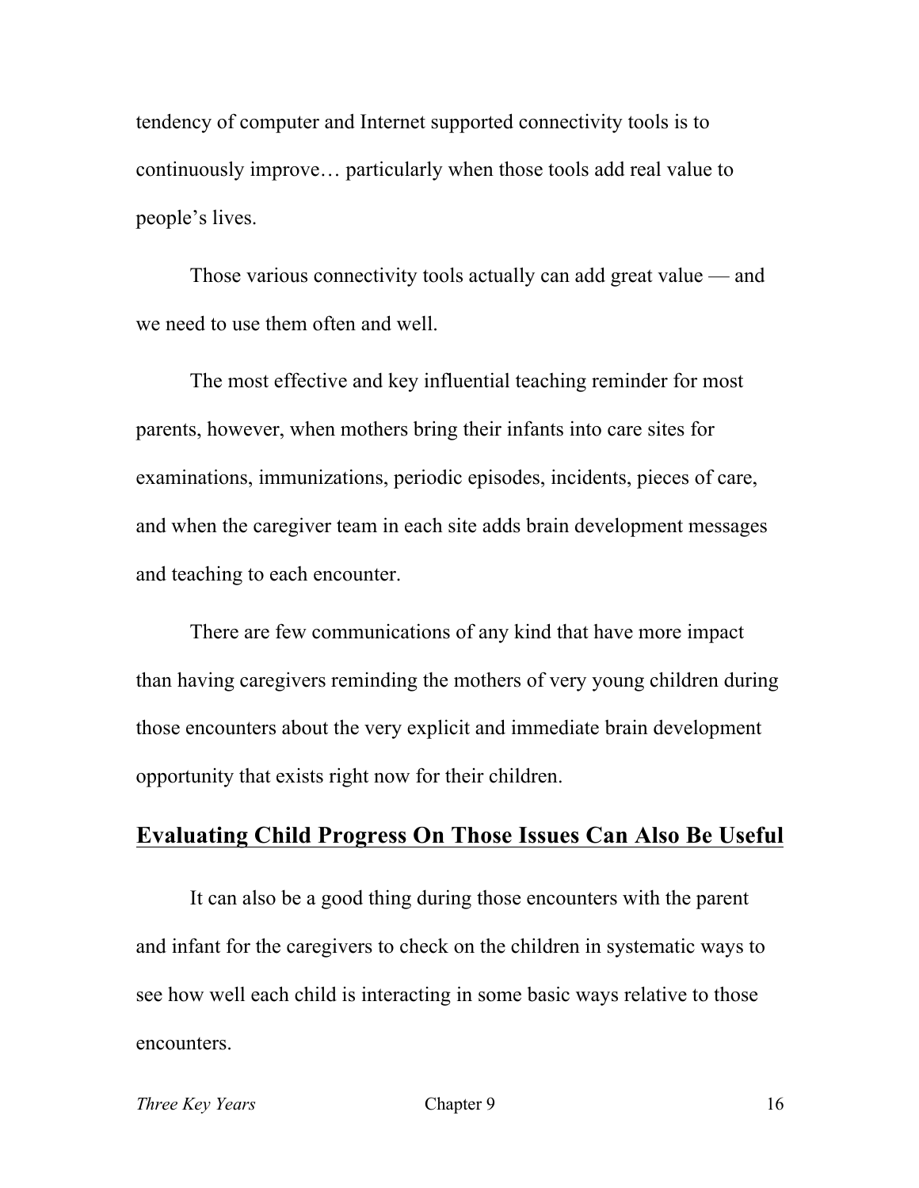tendency of computer and Internet supported connectivity tools is to continuously improve… particularly when those tools add real value to people's lives.

Those various connectivity tools actually can add great value — and we need to use them often and well.

The most effective and key influential teaching reminder for most parents, however, when mothers bring their infants into care sites for examinations, immunizations, periodic episodes, incidents, pieces of care, and when the caregiver team in each site adds brain development messages and teaching to each encounter.

There are few communications of any kind that have more impact than having caregivers reminding the mothers of very young children during those encounters about the very explicit and immediate brain development opportunity that exists right now for their children.

## Evaluating Child Progress On Those Issues Can Also Be Useful

It can also be a good thing during those encounters with the parent and infant for the caregivers to check on the children in systematic ways to see how well each child is interacting in some basic ways relative to those encounters.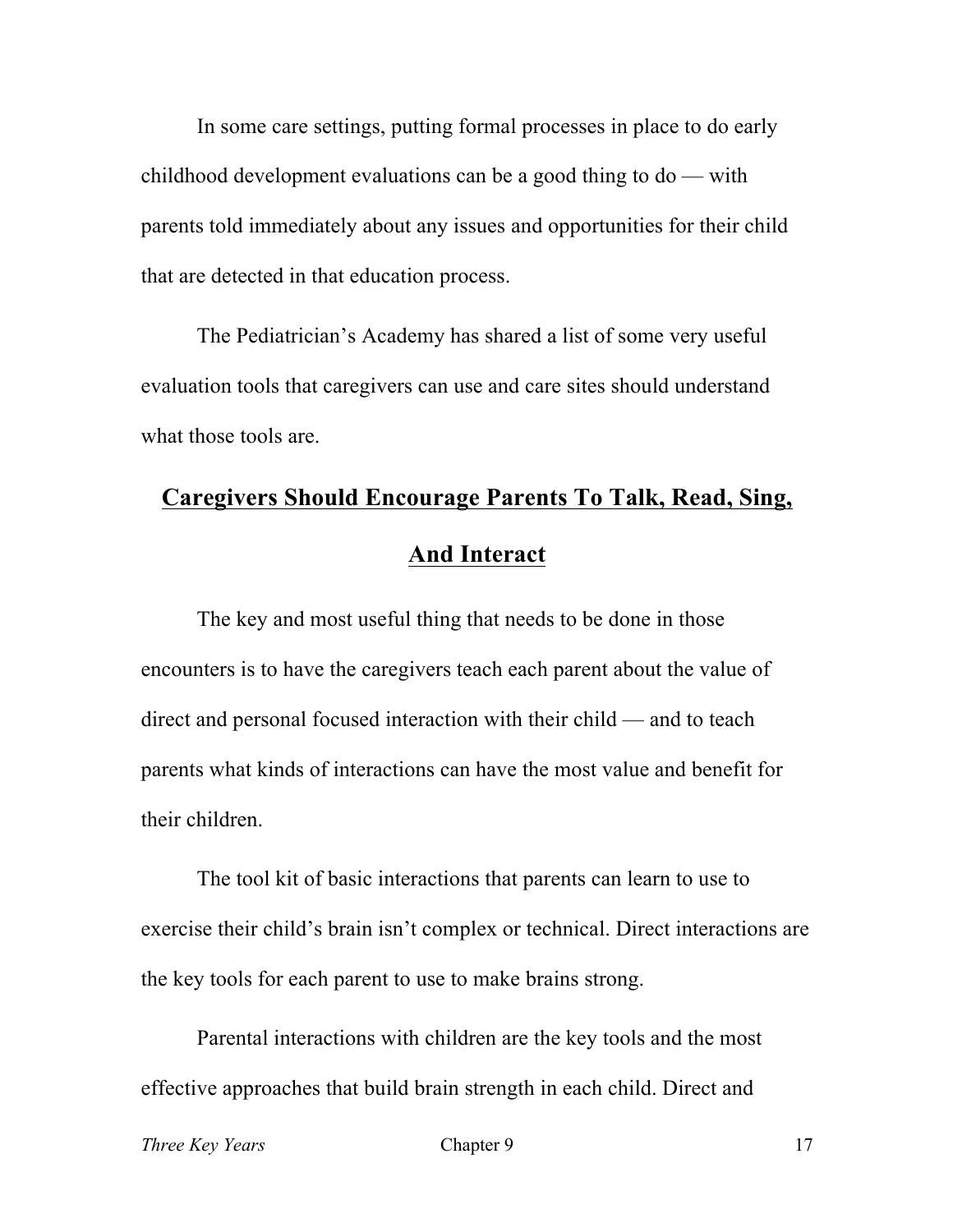In some care settings, putting formal processes in place to do early childhood development evaluations can be a good thing to do — with parents told immediately about any issues and opportunities for their child that are detected in that education process.

The Pediatrician's Academy has shared a list of some very useful evaluation tools that caregivers can use and care sites should understand what those tools are.

## Caregivers Should Encourage Parents To Talk, Read, Sing, And Interact

The key and most useful thing that needs to be done in those encounters is to have the caregivers teach each parent about the value of direct and personal focused interaction with their child — and to teach parents what kinds of interactions can have the most value and benefit for their children.

The tool kit of basic interactions that parents can learn to use to exercise their child's brain isn't complex or technical. Direct interactions are the key tools for each parent to use to make brains strong.

Parental interactions with children are the key tools and the most effective approaches that build brain strength in each child. Direct and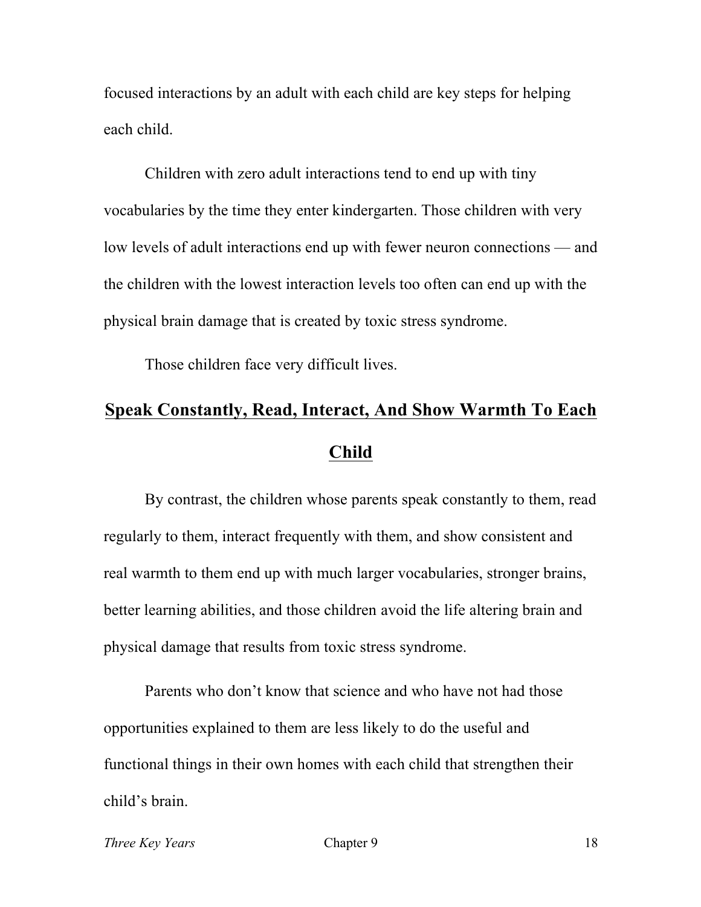focused interactions by an adult with each child are key steps for helping each child.

Children with zero adult interactions tend to end up with tiny vocabularies by the time they enter kindergarten. Those children with very low levels of adult interactions end up with fewer neuron connections — and the children with the lowest interaction levels too often can end up with the physical brain damage that is created by toxic stress syndrome.

Those children face very difficult lives.

## **Speak Constantly, Read, Interact, And Show Warmth To Each Child**

By contrast, the children whose parents speak constantly to them, read regularly to them, interact frequently with them, and show consistent and real warmth to them end up with much larger vocabularies, stronger brains, better learning abilities, and those children avoid the life altering brain and physical damage that results from toxic stress syndrome.

Parents who don't know that science and who have not had those opportunities explained to them are less likely to do the useful and functional things in their own homes with each child that strengthen their child's brain.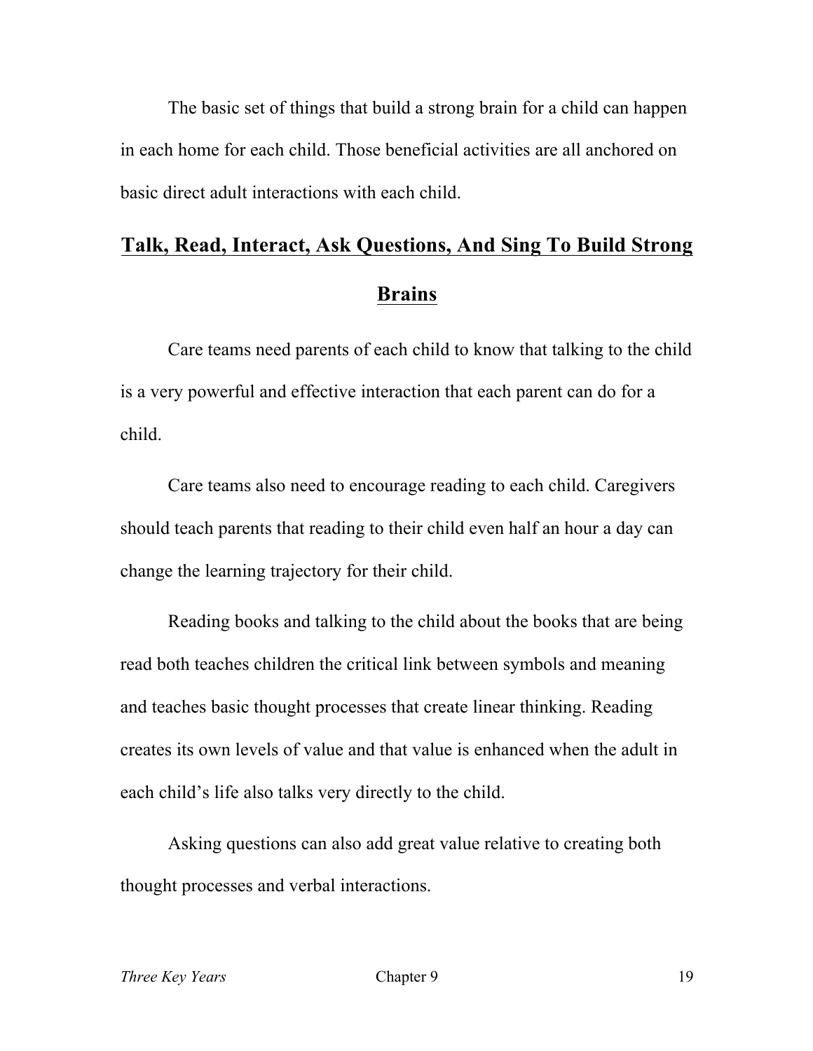The basic set of things that build a strong brain for a child can happen in each home for each child. Those beneficial activities are all anchored on basic direct adult interactions with each child.

## Talk, Read, Interact, Ask Questions, And Sing To Build Strong Brains

Care teams need parents of each child to know that talking to the child is a very powerful and effective interaction that each parent can do for a child.

Care teams also need to encourage reading to each child. Caregivers should teach parents that reading to their child even half an hour a day can change the learning trajectory for their child.

Reading books and talking to the child about the books that are being read both teaches children the critical link between symbols and meaning and teaches basic thought processes that create linear thinking. Reading creates its own levels of value and that value is enhanced when the adult in each child's life also talks very directly to the child.

Asking questions can also add great value relative to creating both thought processes and verbal interactions.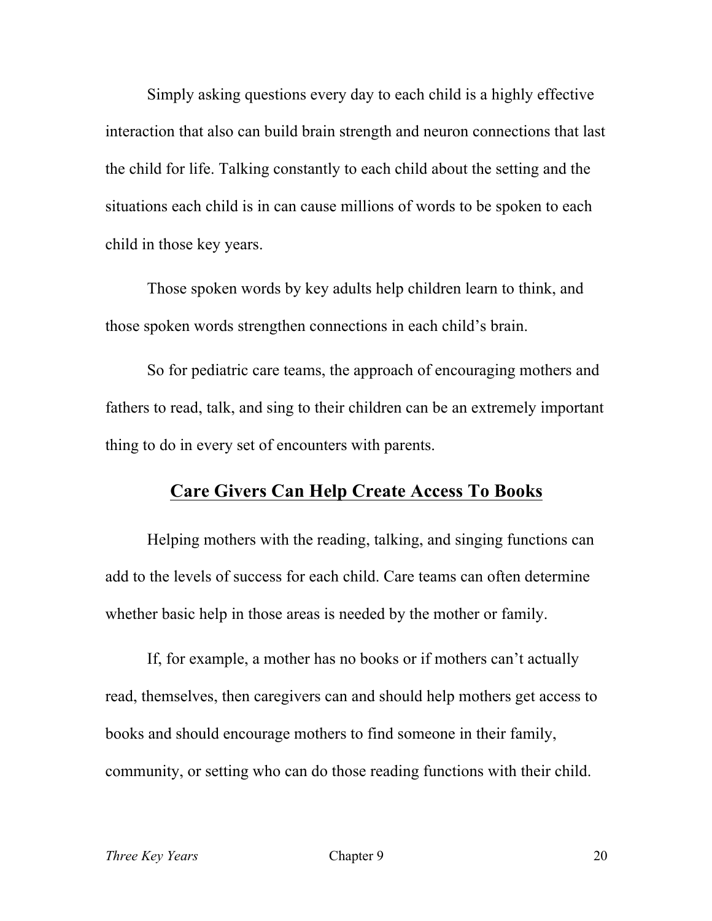Simply asking questions every day to each child is a highly effective interaction that also can build brain strength and neuron connections that last the child for life. Talking constantly to each child about the setting and the situations each child is in can cause millions of words to be spoken to each child in those key years.

Those spoken words by key adults help children learn to think, and those spoken words strengthen connections in each child's brain.

So for pediatric care teams, the approach of encouraging mothers and fathers to read, talk, and sing to their children can be an extremely important thing to do in every set of encounters with parents.

## <u>Care Givers Can Help Create Access To Books</u>

Helping mothers with the reading, talking, and singing functions can add to the levels of success for each child. Care teams can often determine whether basic help in those areas is needed by the mother or family.

If, for example, a mother has no books or if mothers can't actually read, themselves, then caregivers can and should help mothers get access to books and should encourage mothers to find someone in their family, community, or setting who can do those reading functions with their child.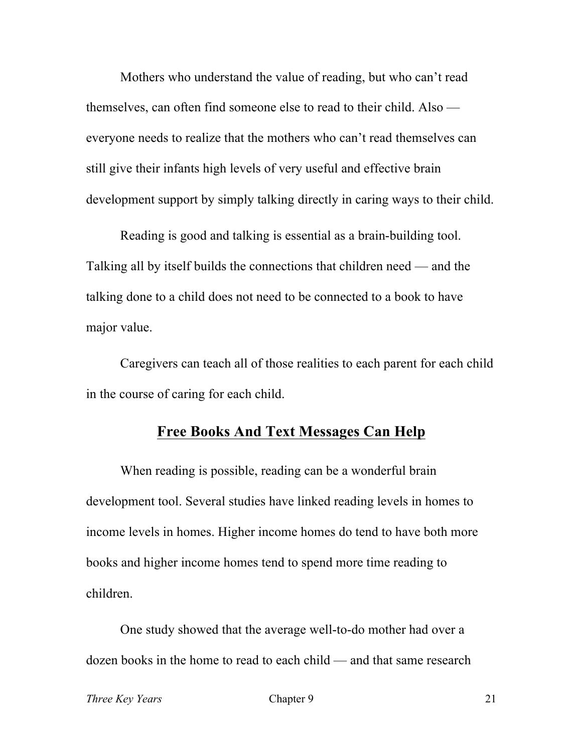Mothers who understand the value of reading, but who can't read themselves, can often find someone else to read to their child. Also — everyone needs to realize that the mothers who can't read themselves can still give their infants high levels of very useful and effective brain development support by simply talking directly in caring ways to their child.

Reading is good and talking is essential as a brain-building tool. Talking all by itself builds the connections that children need — and the talking done to a child does not need to be connected to a book to have major value.

Caregivers can teach all of those realities to each parent for each child in the course of caring for each child.

## Free Books And Text Messages Can Help

When reading is possible, reading can be a wonderful brain development tool. Several studies have linked reading levels in homes to income levels in homes. Higher income homes do tend to have both more books and higher income homes tend to spend more time reading to children.

One study showed that the average well-to-do mother had over a dozen books in the home to read to each child — and that same research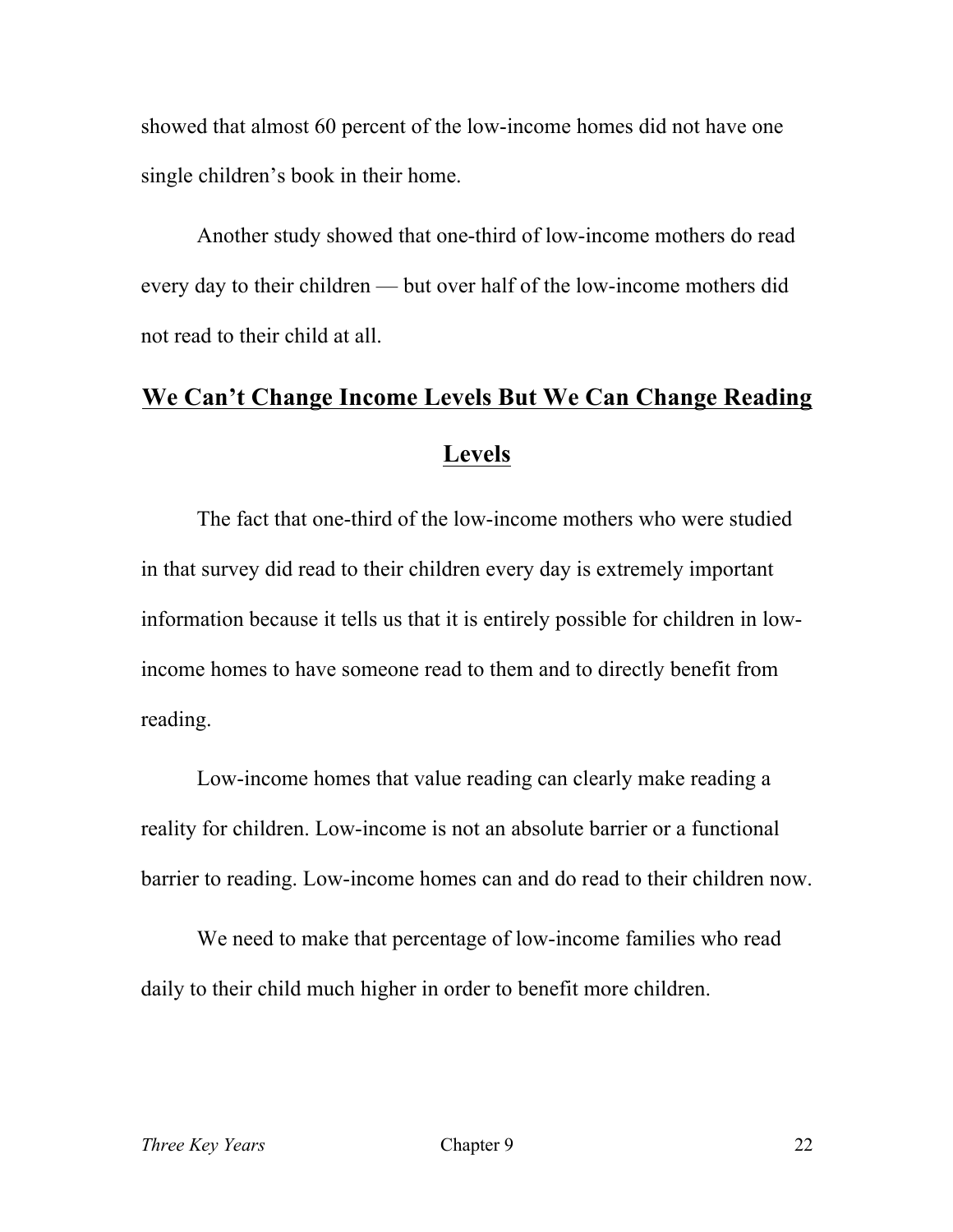showed that almost 60 percent of the low-income homes did not have one single children's book in their home.

Another study showed that one-third of low-income mothers do read every day to their children — but over half of the low-income mothers did not read to their child at all.

## We Can't Change Income Levels But We Can Change Reading Levels

The fact that one-third of the low-income mothers who were studied in that survey did read to their children every day is extremely important information because it tells us that it is entirely possible for children in low-income homes to have someone read to them and to directly benefit from reading.

Low-income homes that value reading can clearly make reading a reality for children. Low-income is not an absolute barrier or a functional barrier to reading. Low-income homes can and do read to their children now.

We need to make that percentage of low-income families who read daily to their child much higher in order to benefit more children.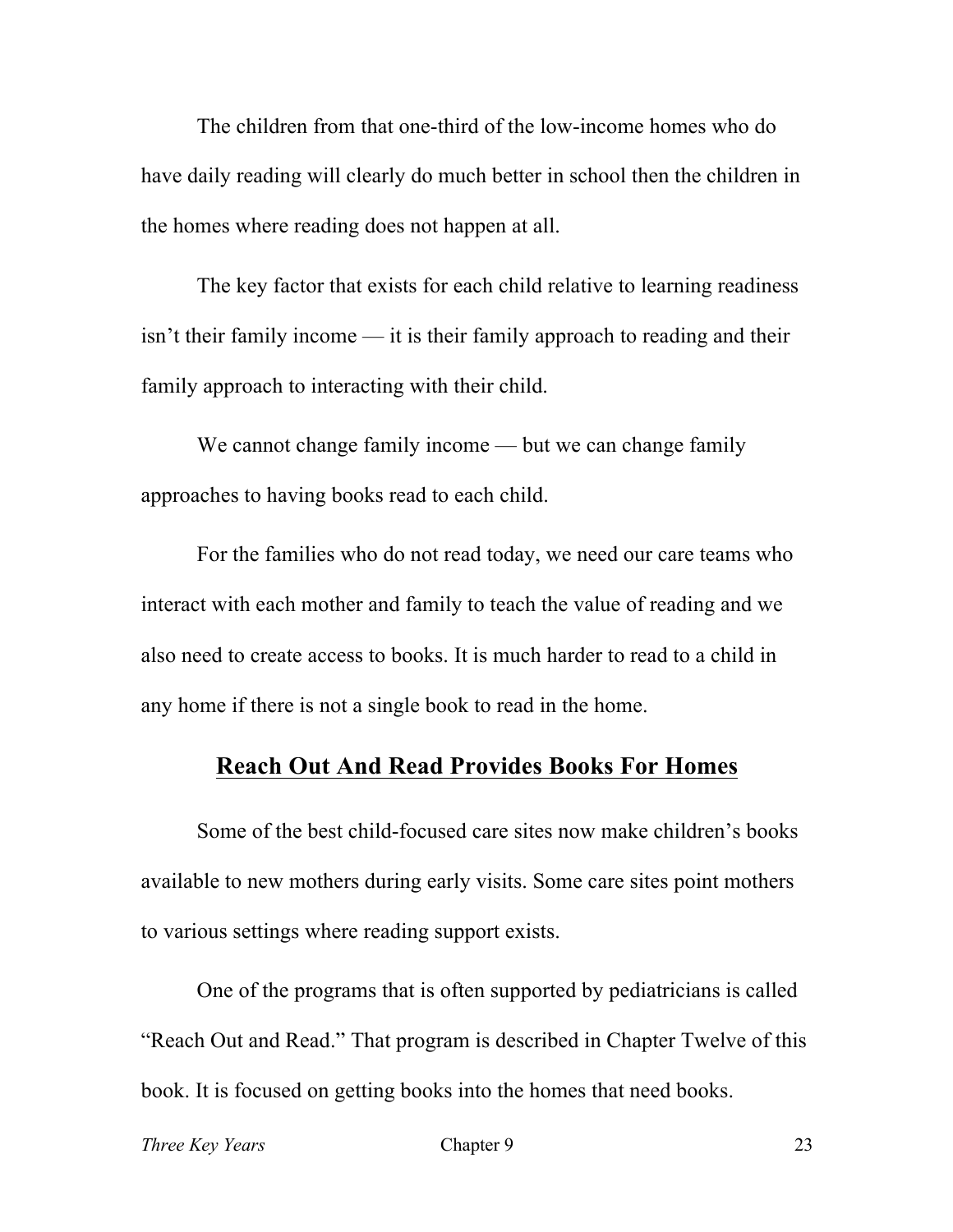The children from that one-third of the low-income homes who do have daily reading will clearly do much better in school then the children in the homes where reading does not happen at all.

The key factor that exists for each child relative to learning readiness isn't their family income — it is their family approach to reading and their family approach to interacting with their child.

We cannot change family income — but we can change family approaches to having books read to each child.

For the families who do not read today, we need our care teams who interact with each mother and family to teach the value of reading and we also need to create access to books. It is much harder to read to a child in any home if there is not a single book to read in the home.

## **Reach Out And Read Provides Books For Homes**

Some of the best child-focused care sites now make children's books available to new mothers during early visits. Some care sites point mothers to various settings where reading support exists.

One of the programs that is often supported by pediatricians is called "Reach Out and Read." That program is described in Chapter Twelve of this book. It is focused on getting books into the homes that need books.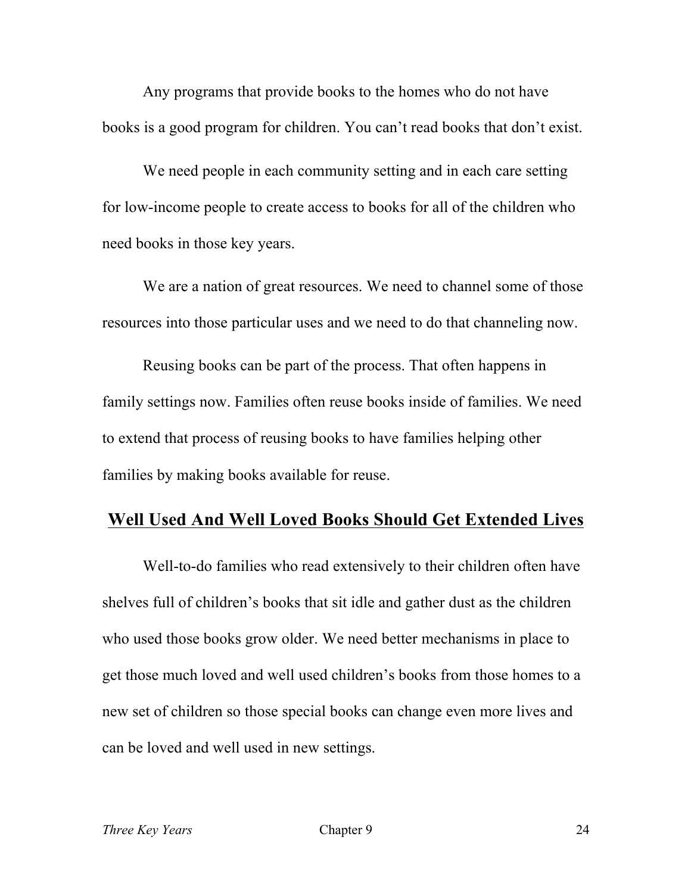Any programs that provide books to the homes who do not have books is a good program for children. You can't read books that don't exist.

We need people in each community setting and in each care setting for low-income people to create access to books for all of the children who need books in those key years.

We are a nation of great resources. We need to channel some of those resources into those particular uses and we need to do that channeling now.

Reusing books can be part of the process. That often happens in family settings now. Families often reuse books inside of families. We need to extend that process of reusing books to have families helping other families by making books available for reuse.

## Well Used And Well Loved Books Should Get Extended Lives

Well-to-do families who read extensively to their children often have shelves full of children's books that sit idle and gather dust as the children who used those books grow older. We need better mechanisms in place to get those much loved and well used children's books from those homes to a new set of children so those special books can change even more lives and can be loved and well used in new settings.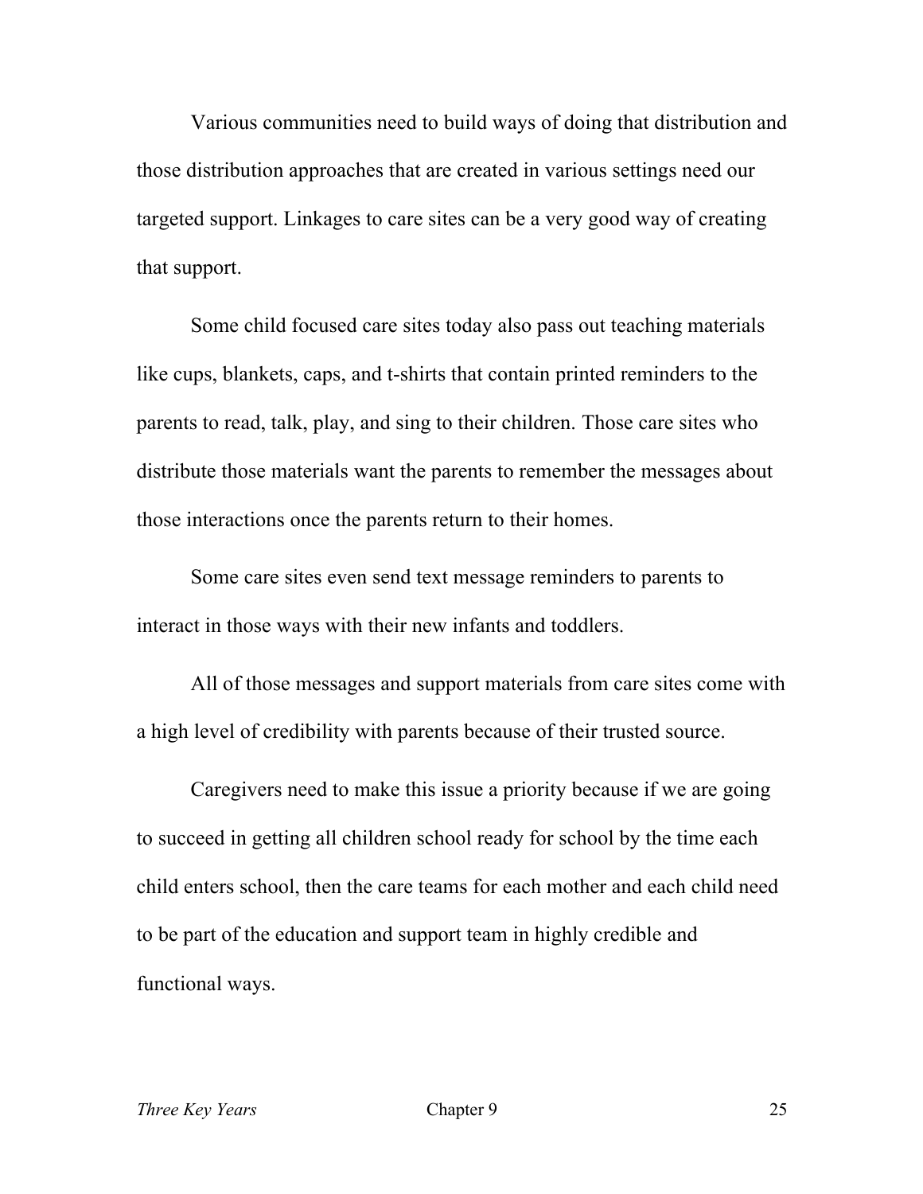Various communities need to build ways of doing that distribution and those distribution approaches that are created in various settings need our targeted support. Linkages to care sites can be a very good way of creating that support.

Some child focused care sites today also pass out teaching materials like cups, blankets, caps, and t-shirts that contain printed reminders to the parents to read, talk, play, and sing to their children. Those care sites who distribute those materials want the parents to remember the messages about those interactions once the parents return to their homes.

Some care sites even send text message reminders to parents to interact in those ways with their new infants and toddlers.

All of those messages and support materials from care sites come with a high level of credibility with parents because of their trusted source.

Caregivers need to make this issue a priority because if we are going to succeed in getting all children school ready for school by the time each child enters school, then the care teams for each mother and each child need to be part of the education and support team in highly credible and functional ways.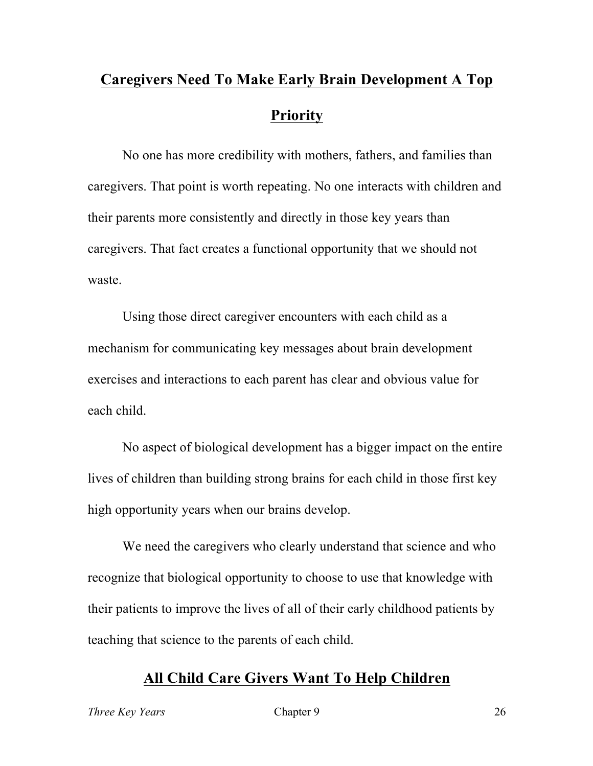## Caregivers Need To Make Early Brain Development A Top Priority

No one has more credibility with mothers, fathers, and families than caregivers. That point is worth repeating. No one interacts with children and their parents more consistently and directly in those key years than caregivers. That fact creates a functional opportunity that we should not waste.

Using those direct caregiver encounters with each child as a mechanism for communicating key messages about brain development exercises and interactions to each parent has clear and obvious value for each child.

No aspect of biological development has a bigger impact on the entire lives of children than building strong brains for each child in those first key high opportunity years when our brains develop.

We need the caregivers who clearly understand that science and who recognize that biological opportunity to choose to use that knowledge with their patients to improve the lives of all of their early childhood patients by teaching that science to the parents of each child.

## All Child Care Givers Want To Help Children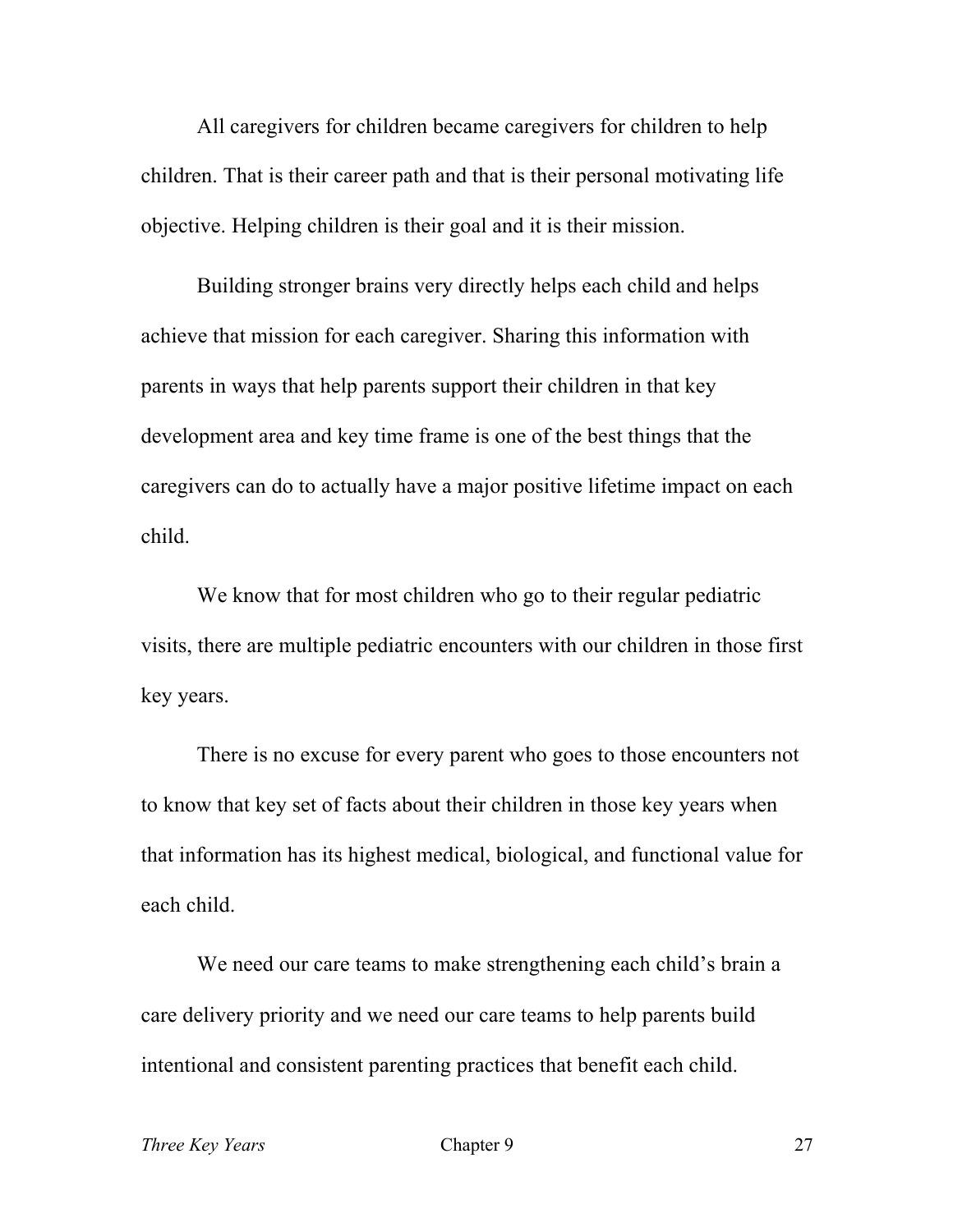All caregivers for children became caregivers for children to help children. That is their career path and that is their personal motivating life objective. Helping children is their goal and it is their mission.

Building stronger brains very directly helps each child and helps achieve that mission for each caregiver. Sharing this information with parents in ways that help parents support their children in that key development area and key time frame is one of the best things that the caregivers can do to actually have a major positive lifetime impact on each child.

We know that for most children who go to their regular pediatric visits, there are multiple pediatric encounters with our children in those first key years.

There is no excuse for every parent who goes to those encounters not to know that key set of facts about their children in those key years when that information has its highest medical, biological, and functional value for each child.

We need our care teams to make strengthening each child's brain a care delivery priority and we need our care teams to help parents build intentional and consistent parenting practices that benefit each child.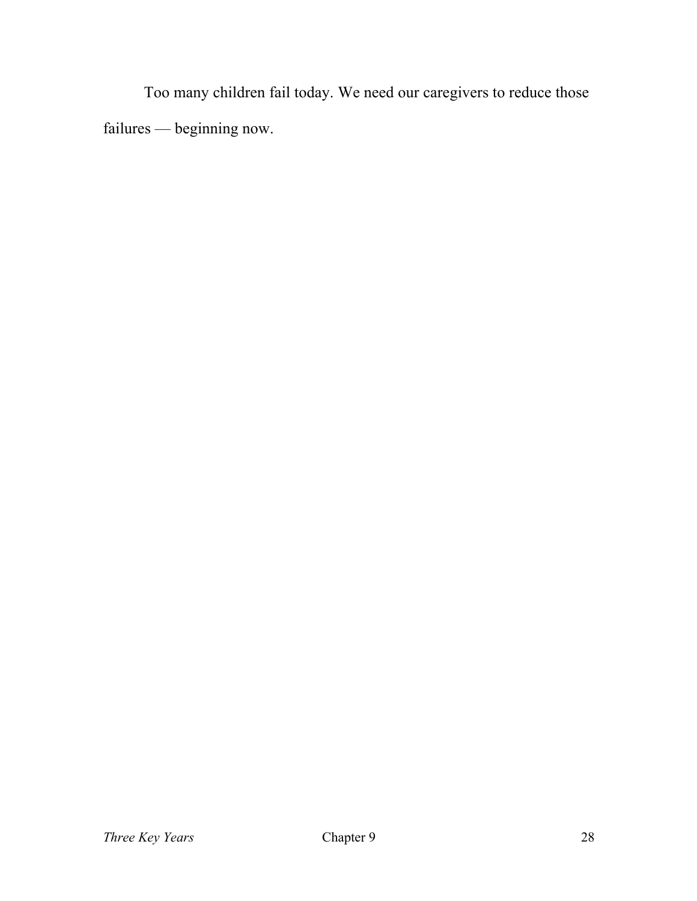Too many children fail today. We need our caregivers to reduce those failures — beginning now.